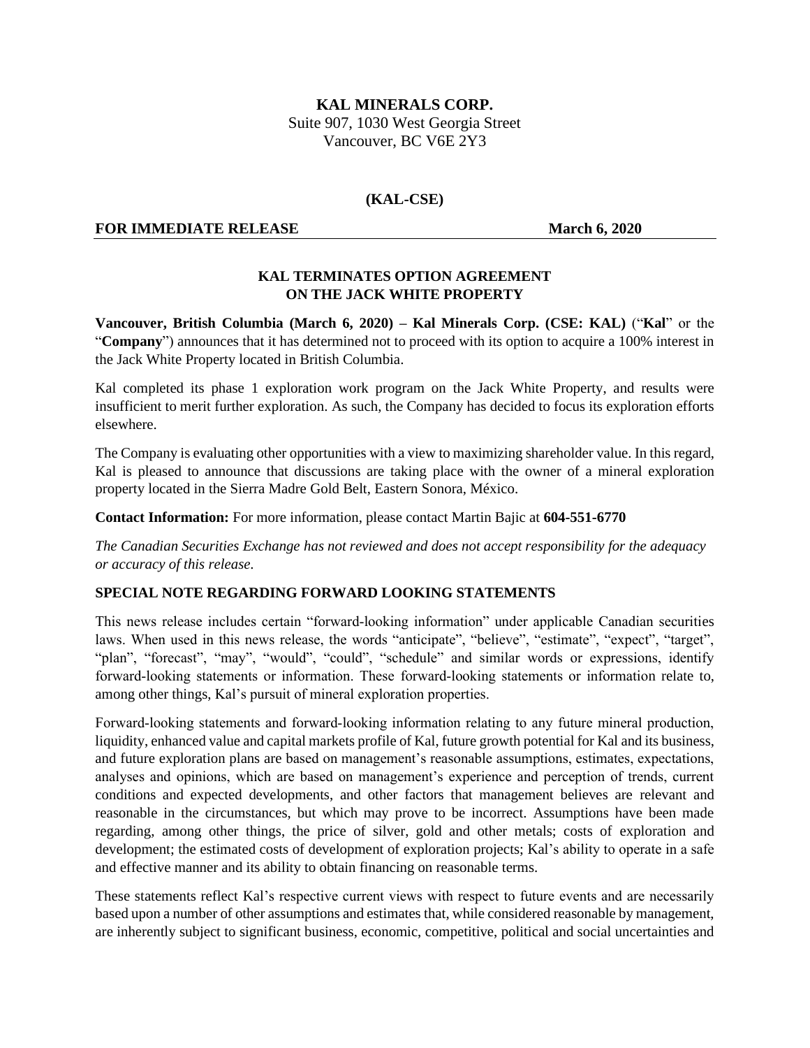**KAL MINERALS CORP.**
Suite 907, 1030 West Georgia Street
Vancouver, BC V6E 2Y3

**(KAL-CSE)**

**FOR IMMEDIATE RELEASE** **March 6, 2020**

## KAL TERMINATES OPTION AGREEMENT ON THE JACK WHITE PROPERTY

**Vancouver, British Columbia (March 6, 2020) – Kal Minerals Corp. (CSE: KAL)** ("**Kal**" or the "**Company**") announces that it has determined not to proceed with its option to acquire a 100% interest in the Jack White Property located in British Columbia.

Kal completed its phase 1 exploration work program on the Jack White Property, and results were insufficient to merit further exploration. As such, the Company has decided to focus its exploration efforts elsewhere.

The Company is evaluating other opportunities with a view to maximizing shareholder value. In this regard, Kal is pleased to announce that discussions are taking place with the owner of a mineral exploration property located in the Sierra Madre Gold Belt, Eastern Sonora, México.

**Contact Information:** For more information, please contact Martin Bajic at **604-551-6770**

*The Canadian Securities Exchange has not reviewed and does not accept responsibility for the adequacy or accuracy of this release.*

### SPECIAL NOTE REGARDING FORWARD LOOKING STATEMENTS

This news release includes certain "forward-looking information" under applicable Canadian securities laws. When used in this news release, the words "anticipate", "believe", "estimate", "expect", "target", "plan", "forecast", "may", "would", "could", "schedule" and similar words or expressions, identify forward-looking statements or information. These forward-looking statements or information relate to, among other things, Kal's pursuit of mineral exploration properties.

Forward-looking statements and forward-looking information relating to any future mineral production, liquidity, enhanced value and capital markets profile of Kal, future growth potential for Kal and its business, and future exploration plans are based on management's reasonable assumptions, estimates, expectations, analyses and opinions, which are based on management's experience and perception of trends, current conditions and expected developments, and other factors that management believes are relevant and reasonable in the circumstances, but which may prove to be incorrect. Assumptions have been made regarding, among other things, the price of silver, gold and other metals; costs of exploration and development; the estimated costs of development of exploration projects; Kal's ability to operate in a safe and effective manner and its ability to obtain financing on reasonable terms.

These statements reflect Kal's respective current views with respect to future events and are necessarily based upon a number of other assumptions and estimates that, while considered reasonable by management, are inherently subject to significant business, economic, competitive, political and social uncertainties and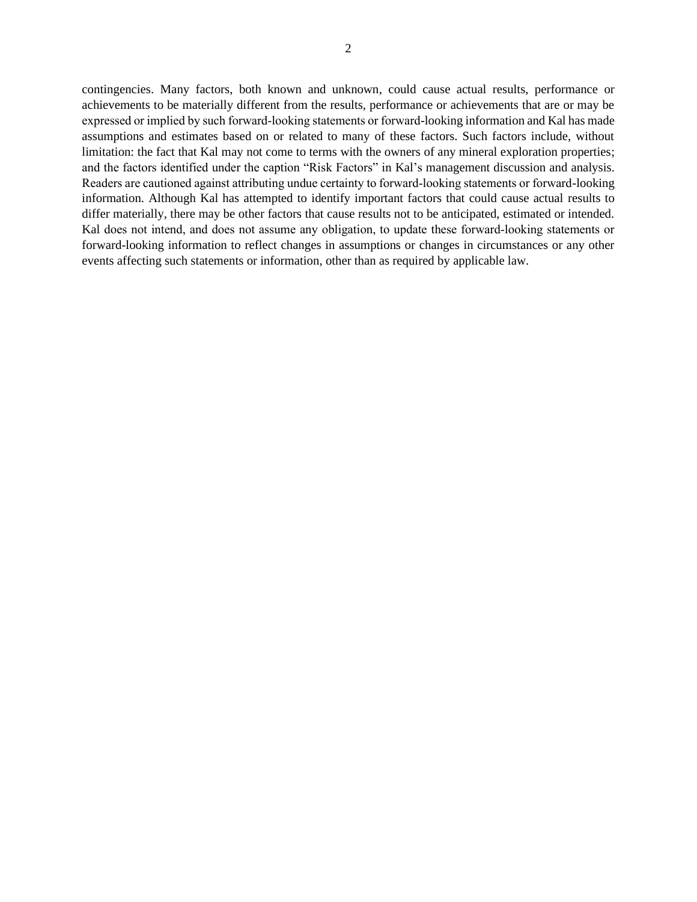contingencies. Many factors, both known and unknown, could cause actual results, performance or achievements to be materially different from the results, performance or achievements that are or may be expressed or implied by such forward-looking statements or forward-looking information and Kal has made assumptions and estimates based on or related to many of these factors. Such factors include, without limitation: the fact that Kal may not come to terms with the owners of any mineral exploration properties; and the factors identified under the caption "Risk Factors" in Kal's management discussion and analysis. Readers are cautioned against attributing undue certainty to forward-looking statements or forward-looking information. Although Kal has attempted to identify important factors that could cause actual results to differ materially, there may be other factors that cause results not to be anticipated, estimated or intended. Kal does not intend, and does not assume any obligation, to update these forward-looking statements or forward-looking information to reflect changes in assumptions or changes in circumstances or any other events affecting such statements or information, other than as required by applicable law.